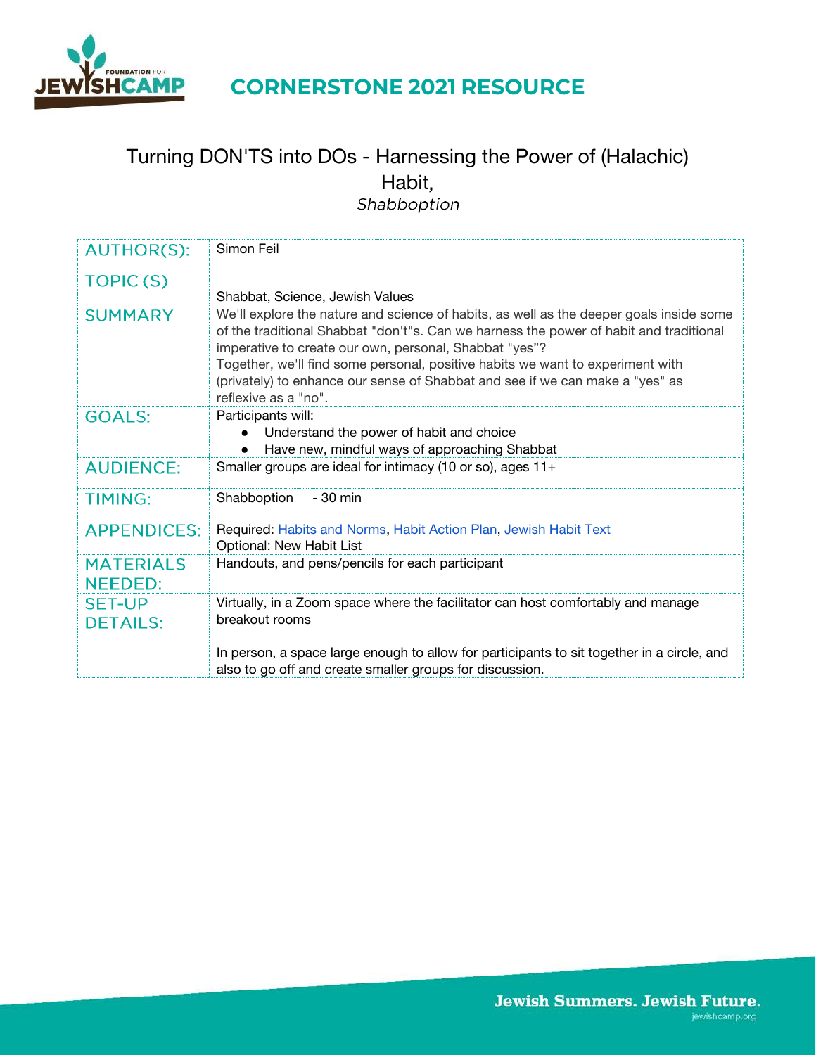# CORNERSTONE 2021 RESOURCE

## Turning DON'TS into DOs - Harnessing the Power of (Halachic) Habit,

*Shabboption*

| | |
|---|---|
| AUTHOR(S): | Simon Feil |
| TOPIC (S) | Shabbat, Science, Jewish Values |
| SUMMARY | We'll explore the nature and science of habits, as well as the deeper goals inside some of the traditional Shabbat "don't"s. Can we harness the power of habit and traditional imperative to create our own, personal, Shabbat "yes"?<br>Together, we'll find some personal, positive habits we want to experiment with (privately) to enhance our sense of Shabbat and see if we can make a "yes" as reflexive as a "no". |
| GOALS: | Participants will:<br>● Understand the power of habit and choice<br>● Have new, mindful ways of approaching Shabbat |
| AUDIENCE: | Smaller groups are ideal for intimacy (10 or so), ages 11+ |
| TIMING: | Shabboption - 30 min |
| APPENDICES: | Required: Habits and Norms, Habit Action Plan, Jewish Habit Text<br>Optional: New Habit List |
| MATERIALS NEEDED: | Handouts, and pens/pencils for each participant |
| SET-UP DETAILS: | Virtually, in a Zoom space where the facilitator can host comfortably and manage breakout rooms<br><br>In person, a space large enough to allow for participants to sit together in a circle, and also to go off and create smaller groups for discussion. |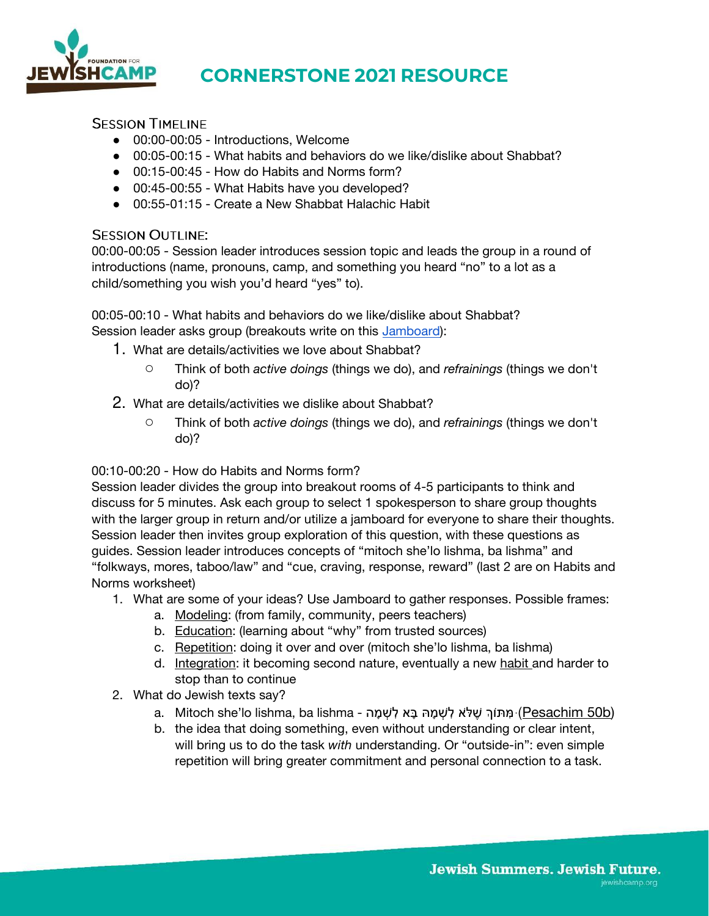# CORNERSTONE 2021 RESOURCE

## Session Timeline

- 00:00-00:05 - Introductions, Welcome
- 00:05-00:15 - What habits and behaviors do we like/dislike about Shabbat?
- 00:15-00:45 - How do Habits and Norms form?
- 00:45-00:55 - What Habits have you developed?
- 00:55-01:15 - Create a New Shabbat Halachic Habit

## Session Outline:

00:00-00:05 - Session leader introduces session topic and leads the group in a round of introductions (name, pronouns, camp, and something you heard "no" to a lot as a child/something you wish you'd heard "yes" to).

00:05-00:10 - What habits and behaviors do we like/dislike about Shabbat?
Session leader asks group (breakouts write on this Jamboard):

1. What are details/activities we love about Shabbat?
   - Think of both *active doings* (things we do), and *refrainings* (things we don't do)?
2. What are details/activities we dislike about Shabbat?
   - Think of both *active doings* (things we do), and *refrainings* (things we don't do)?

00:10-00:20 - How do Habits and Norms form?
Session leader divides the group into breakout rooms of 4-5 participants to think and discuss for 5 minutes. Ask each group to select 1 spokesperson to share group thoughts with the larger group in return and/or utilize a jamboard for everyone to share their thoughts. Session leader then invites group exploration of this question, with these questions as guides. Session leader introduces concepts of "mitoch she'lo lishma, ba lishma" and "folkways, mores, taboo/law" and "cue, craving, response, reward" (last 2 are on Habits and Norms worksheet)

1. What are some of your ideas? Use Jamboard to gather responses. Possible frames:
   a. Modeling: (from family, community, peers teachers)
   b. Education: (learning about "why" from trusted sources)
   c. Repetition: doing it over and over (mitoch she'lo lishma, ba lishma)
   d. Integration: it becoming second nature, eventually a new habit and harder to stop than to continue
2. What do Jewish texts say?
   a. Mitoch she'lo lishma, ba lishma - מִתּוֹךְ שֶׁלֹּא לִשְׁמָהּ בָּא לִשְׁמָהּ (Pesachim 50b)
   b. the idea that doing something, even without understanding or clear intent, will bring us to do the task *with* understanding. Or "outside-in": even simple repetition will bring greater commitment and personal connection to a task.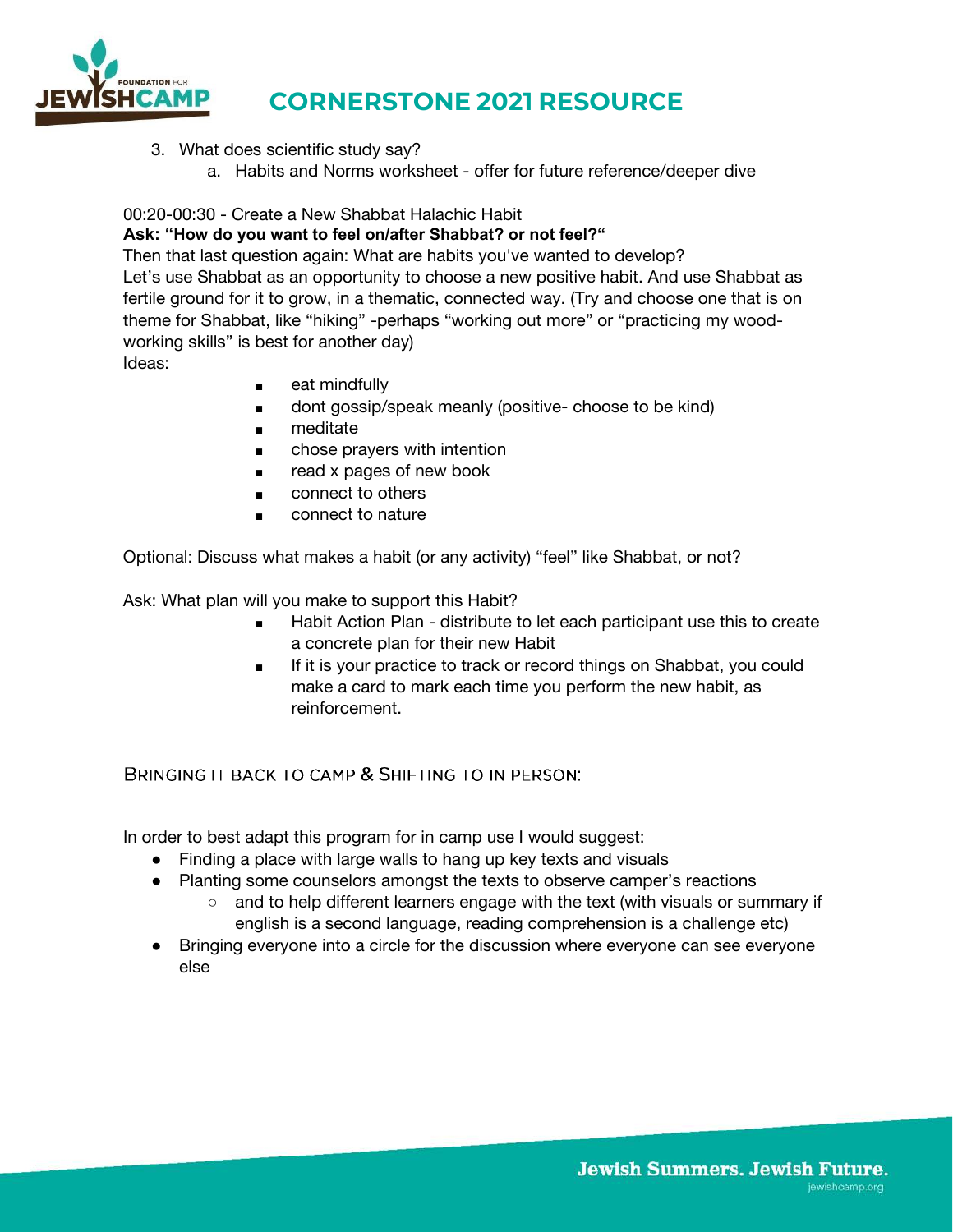3. What does scientific study say?
    a. Habits and Norms worksheet - offer for future reference/deeper dive

00:20-00:30 - Create a New Shabbat Halachic Habit

**Ask: "How do you want to feel on/after Shabbat? or not feel?"**

Then that last question again: What are habits you've wanted to develop?

Let's use Shabbat as an opportunity to choose a new positive habit. And use Shabbat as fertile ground for it to grow, in a thematic, connected way. (Try and choose one that is on theme for Shabbat, like "hiking" -perhaps "working out more" or "practicing my wood-working skills" is best for another day)

Ideas:

- eat mindfully
- dont gossip/speak meanly (positive- choose to be kind)
- meditate
- chose prayers with intention
- read x pages of new book
- connect to others
- connect to nature

Optional: Discuss what makes a habit (or any activity) "feel" like Shabbat, or not?

Ask: What plan will you make to support this Habit?

- Habit Action Plan - distribute to let each participant use this to create a concrete plan for their new Habit
- If it is your practice to track or record things on Shabbat, you could make a card to mark each time you perform the new habit, as reinforcement.

## Bringing it back to camp & Shifting to in person:

In order to best adapt this program for in camp use I would suggest:

- Finding a place with large walls to hang up key texts and visuals
- Planting some counselors amongst the texts to observe camper's reactions
    - and to help different learners engage with the text (with visuals or summary if english is a second language, reading comprehension is a challenge etc)
- Bringing everyone into a circle for the discussion where everyone can see everyone else